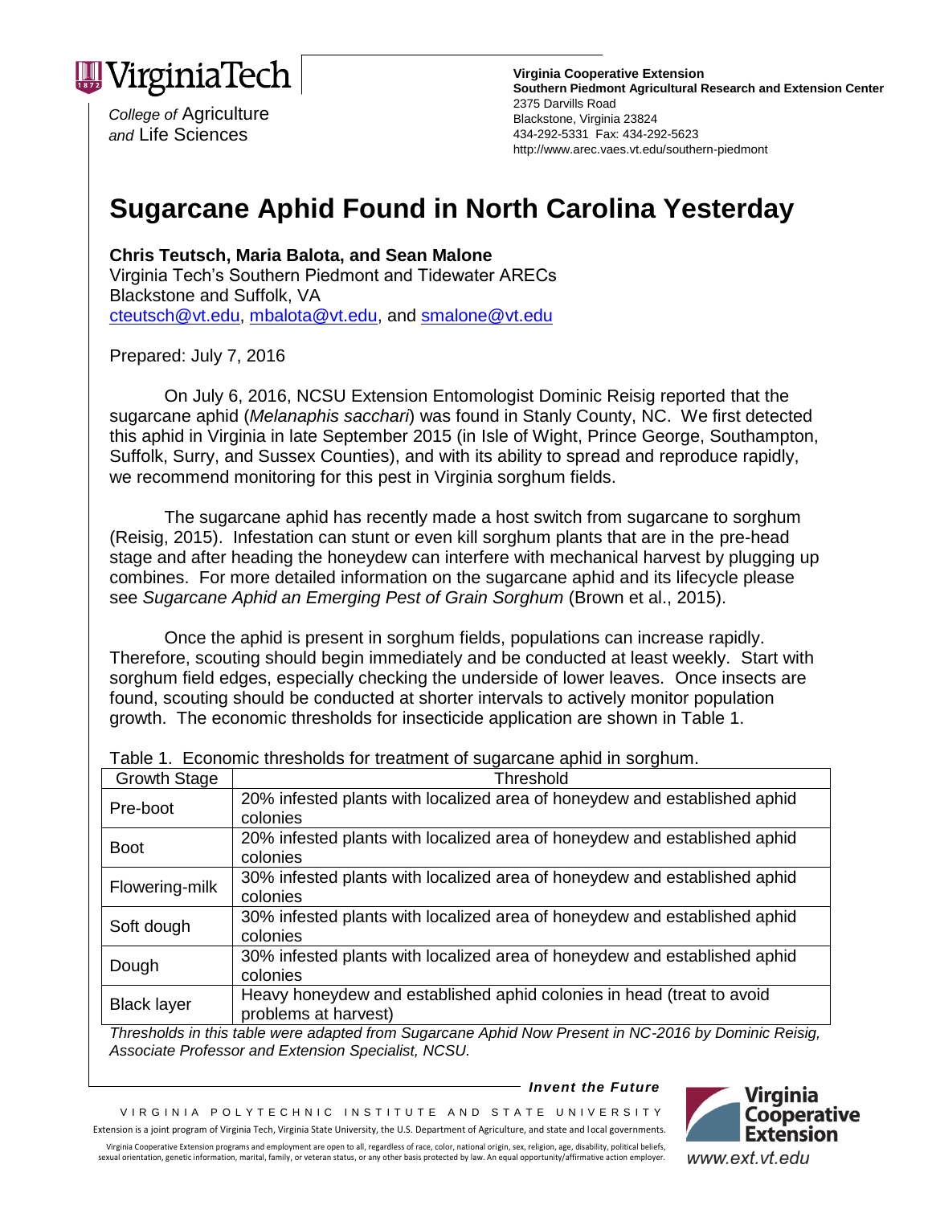Virginia Tech

*College of* Agriculture *and* Life Sciences

**Virginia Cooperative Extension**
**Southern Piedmont Agricultural Research and Extension Center**
2375 Darvills Road
Blackstone, Virginia 23824
434-292-5331 Fax: 434-292-5623
http://www.arec.vaes.vt.edu/southern-piedmont

# Sugarcane Aphid Found in North Carolina Yesterday

**Chris Teutsch, Maria Balota, and Sean Malone**
Virginia Tech's Southern Piedmont and Tidewater ARECs
Blackstone and Suffolk, VA
cteutsch@vt.edu, mbalota@vt.edu, and smalone@vt.edu

Prepared: July 7, 2016

On July 6, 2016, NCSU Extension Entomologist Dominic Reisig reported that the sugarcane aphid (*Melanaphis sacchari*) was found in Stanly County, NC. We first detected this aphid in Virginia in late September 2015 (in Isle of Wight, Prince George, Southampton, Suffolk, Surry, and Sussex Counties), and with its ability to spread and reproduce rapidly, we recommend monitoring for this pest in Virginia sorghum fields.

The sugarcane aphid has recently made a host switch from sugarcane to sorghum (Reisig, 2015). Infestation can stunt or even kill sorghum plants that are in the pre-head stage and after heading the honeydew can interfere with mechanical harvest by plugging up combines. For more detailed information on the sugarcane aphid and its lifecycle please see *Sugarcane Aphid an Emerging Pest of Grain Sorghum* (Brown et al., 2015).

Once the aphid is present in sorghum fields, populations can increase rapidly. Therefore, scouting should begin immediately and be conducted at least weekly. Start with sorghum field edges, especially checking the underside of lower leaves. Once insects are found, scouting should be conducted at shorter intervals to actively monitor population growth. The economic thresholds for insecticide application are shown in Table 1.

Table 1. Economic thresholds for treatment of sugarcane aphid in sorghum.

| Growth Stage | Threshold |
| --- | --- |
| Pre-boot | 20% infested plants with localized area of honeydew and established aphid colonies |
| Boot | 20% infested plants with localized area of honeydew and established aphid colonies |
| Flowering-milk | 30% infested plants with localized area of honeydew and established aphid colonies |
| Soft dough | 30% infested plants with localized area of honeydew and established aphid colonies |
| Dough | 30% infested plants with localized area of honeydew and established aphid colonies |
| Black layer | Heavy honeydew and established aphid colonies in head (treat to avoid problems at harvest) |

*Thresholds in this table were adapted from Sugarcane Aphid Now Present in NC-2016 by Dominic Reisig, Associate Professor and Extension Specialist, NCSU.*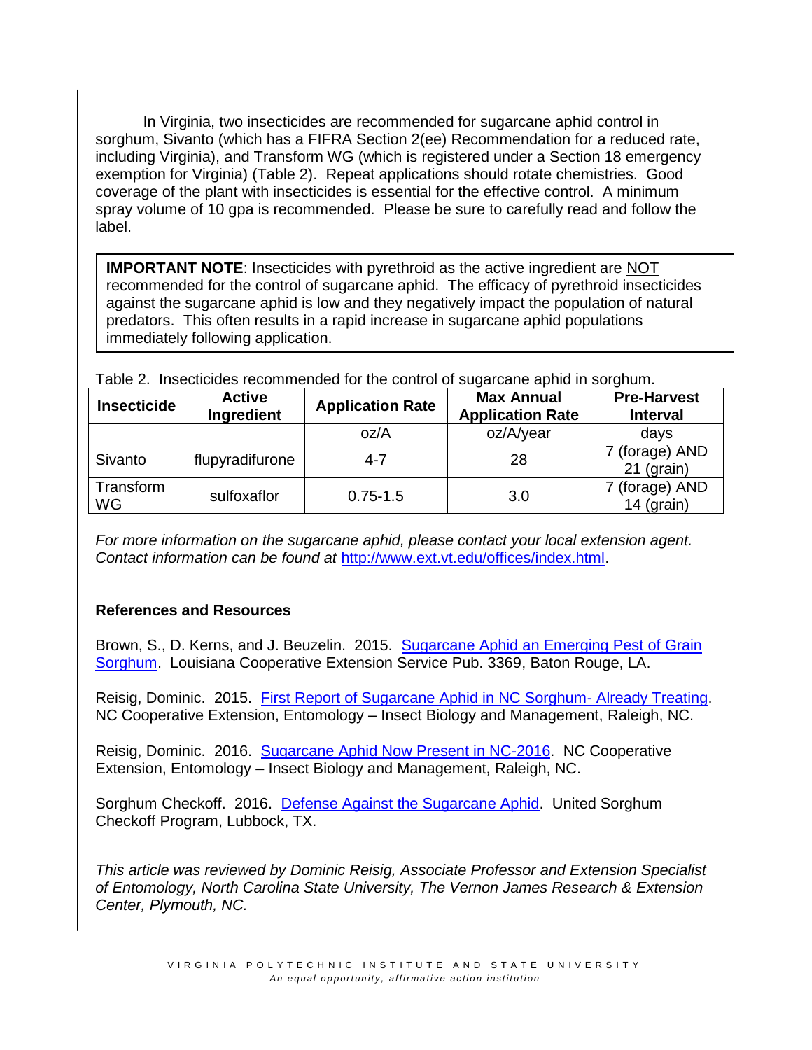In Virginia, two insecticides are recommended for sugarcane aphid control in sorghum, Sivanto (which has a FIFRA Section 2(ee) Recommendation for a reduced rate, including Virginia), and Transform WG (which is registered under a Section 18 emergency exemption for Virginia) (Table 2). Repeat applications should rotate chemistries. Good coverage of the plant with insecticides is essential for the effective control. A minimum spray volume of 10 gpa is recommended. Please be sure to carefully read and follow the label.

> **IMPORTANT NOTE**: Insecticides with pyrethroid as the active ingredient are NOT recommended for the control of sugarcane aphid. The efficacy of pyrethroid insecticides against the sugarcane aphid is low and they negatively impact the population of natural predators. This often results in a rapid increase in sugarcane aphid populations immediately following application.

Table 2. Insecticides recommended for the control of sugarcane aphid in sorghum.

| Insecticide | Active Ingredient | Application Rate | Max Annual Application Rate | Pre-Harvest Interval |
|---|---|---|---|---|
| | | oz/A | oz/A/year | days |
| Sivanto | flupyradifurone | 4-7 | 28 | 7 (forage) AND 21 (grain) |
| Transform WG | sulfoxaflor | 0.75-1.5 | 3.0 | 7 (forage) AND 14 (grain) |

*For more information on the sugarcane aphid, please contact your local extension agent. Contact information can be found at* http://www.ext.vt.edu/offices/index.html.

**References and Resources**

Brown, S., D. Kerns, and J. Beuzelin. 2015. Sugarcane Aphid an Emerging Pest of Grain Sorghum. Louisiana Cooperative Extension Service Pub. 3369, Baton Rouge, LA.

Reisig, Dominic. 2015. First Report of Sugarcane Aphid in NC Sorghum- Already Treating. NC Cooperative Extension, Entomology – Insect Biology and Management, Raleigh, NC.

Reisig, Dominic. 2016. Sugarcane Aphid Now Present in NC-2016. NC Cooperative Extension, Entomology – Insect Biology and Management, Raleigh, NC.

Sorghum Checkoff. 2016. Defense Against the Sugarcane Aphid. United Sorghum Checkoff Program, Lubbock, TX.

*This article was reviewed by Dominic Reisig, Associate Professor and Extension Specialist of Entomology, North Carolina State University, The Vernon James Research & Extension Center, Plymouth, NC.*